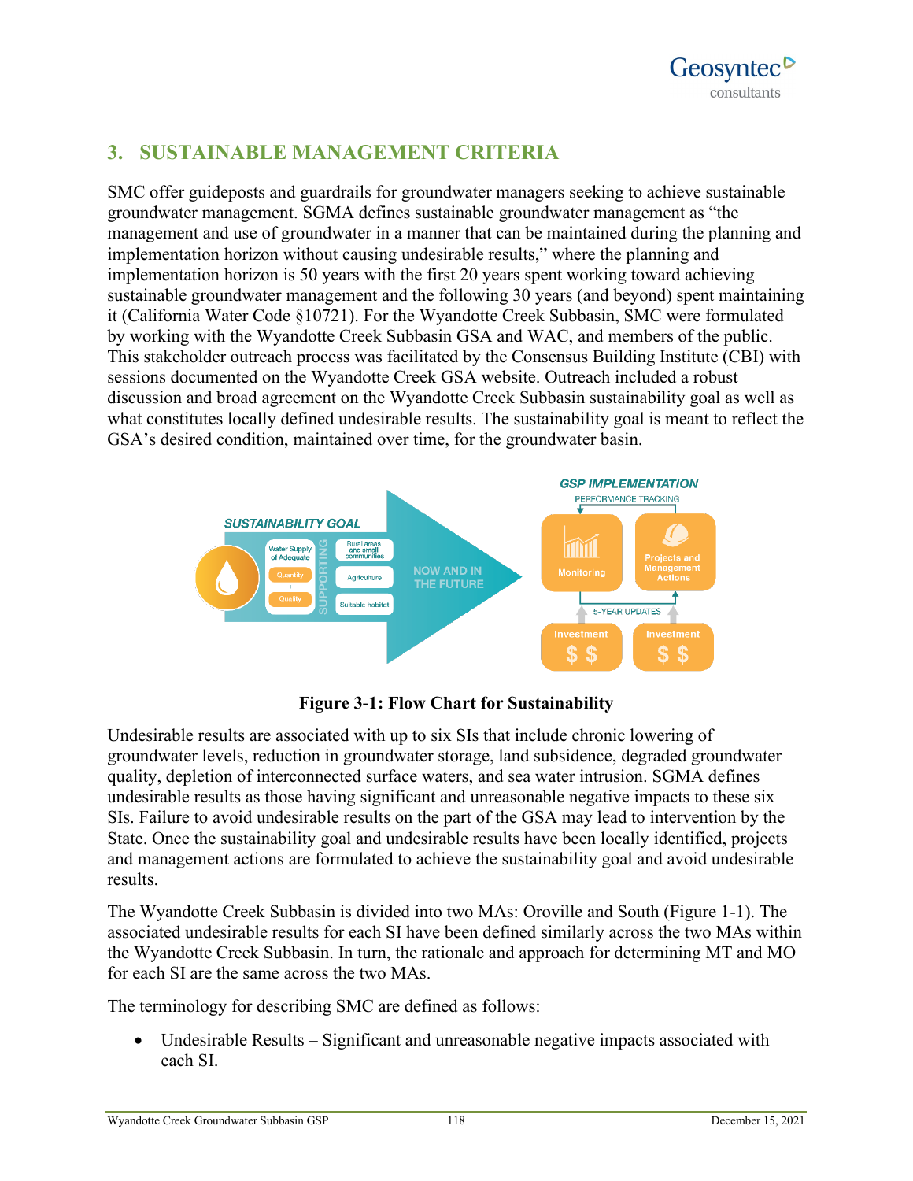# 3. SUSTAINABLE MANAGEMENT CRITERIA

SMC offer guideposts and guardrails for groundwater managers seeking to achieve sustainable groundwater management. SGMA defines sustainable groundwater management as "the management and use of groundwater in a manner that can be maintained during the planning and implementation horizon without causing undesirable results," where the planning and implementation horizon is 50 years with the first 20 years spent working toward achieving sustainable groundwater management and the following 30 years (and beyond) spent maintaining it (California Water Code §10721). For the Wyandotte Creek Subbasin, SMC were formulated by working with the Wyandotte Creek Subbasin GSA and WAC, and members of the public. This stakeholder outreach process was facilitated by the Consensus Building Institute (CBI) with sessions documented on the Wyandotte Creek GSA website. Outreach included a robust discussion and broad agreement on the Wyandotte Creek Subbasin sustainability goal as well as what constitutes locally defined undesirable results. The sustainability goal is meant to reflect the GSA's desired condition, maintained over time, for the groundwater basin.

**Figure 3-1: Flow Chart for Sustainability**

Undesirable results are associated with up to six SIs that include chronic lowering of groundwater levels, reduction in groundwater storage, land subsidence, degraded groundwater quality, depletion of interconnected surface waters, and sea water intrusion. SGMA defines undesirable results as those having significant and unreasonable negative impacts to these six SIs. Failure to avoid undesirable results on the part of the GSA may lead to intervention by the State. Once the sustainability goal and undesirable results have been locally identified, projects and management actions are formulated to achieve the sustainability goal and avoid undesirable results.

The Wyandotte Creek Subbasin is divided into two MAs: Oroville and South (Figure 1-1). The associated undesirable results for each SI have been defined similarly across the two MAs within the Wyandotte Creek Subbasin. In turn, the rationale and approach for determining MT and MO for each SI are the same across the two MAs.

The terminology for describing SMC are defined as follows:

- Undesirable Results – Significant and unreasonable negative impacts associated with each SI.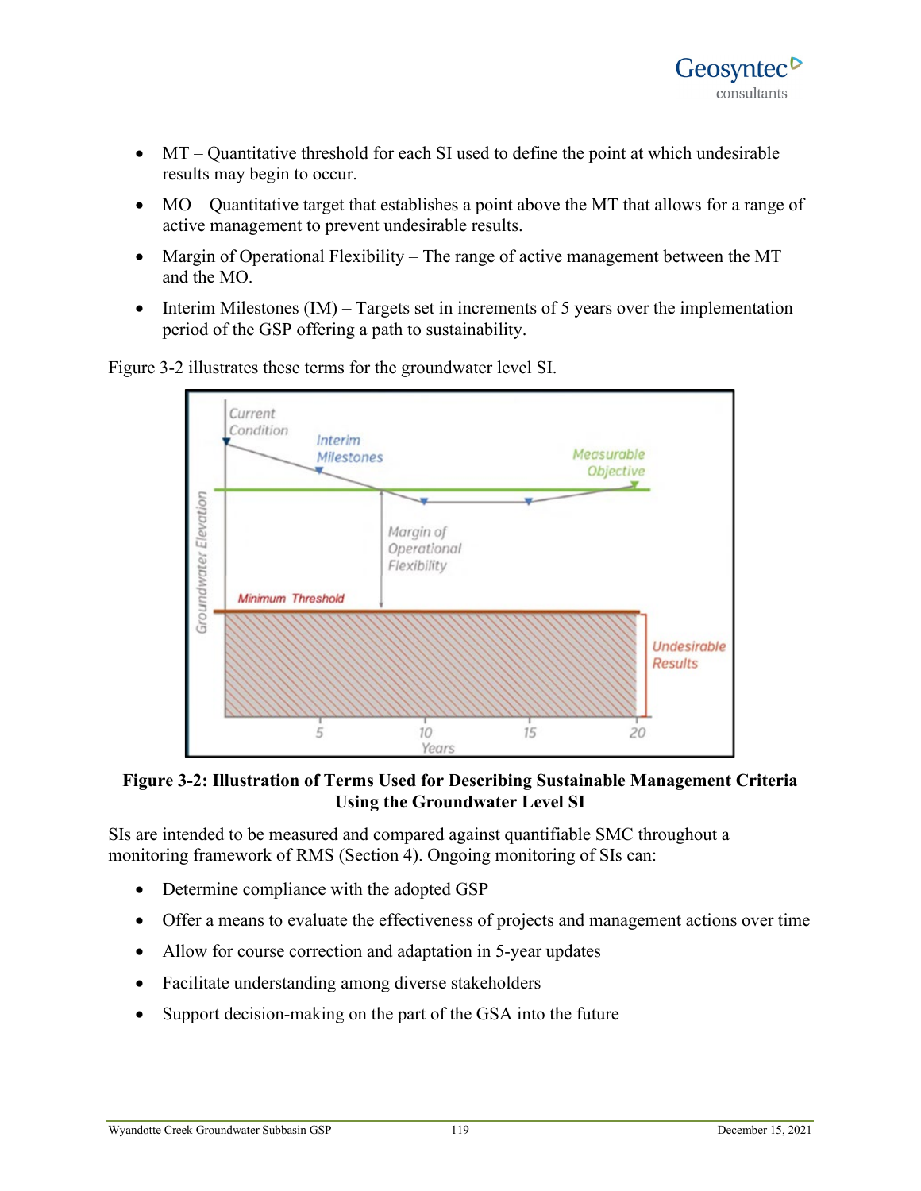- MT – Quantitative threshold for each SI used to define the point at which undesirable results may begin to occur.
- MO – Quantitative target that establishes a point above the MT that allows for a range of active management to prevent undesirable results.
- Margin of Operational Flexibility – The range of active management between the MT and the MO.
- Interim Milestones (IM) – Targets set in increments of 5 years over the implementation period of the GSP offering a path to sustainability.

Figure 3-2 illustrates these terms for the groundwater level SI.

**Figure 3-2: Illustration of Terms Used for Describing Sustainable Management Criteria Using the Groundwater Level SI**

SIs are intended to be measured and compared against quantifiable SMC throughout a monitoring framework of RMS (Section 4). Ongoing monitoring of SIs can:

- Determine compliance with the adopted GSP
- Offer a means to evaluate the effectiveness of projects and management actions over time
- Allow for course correction and adaptation in 5-year updates
- Facilitate understanding among diverse stakeholders
- Support decision-making on the part of the GSA into the future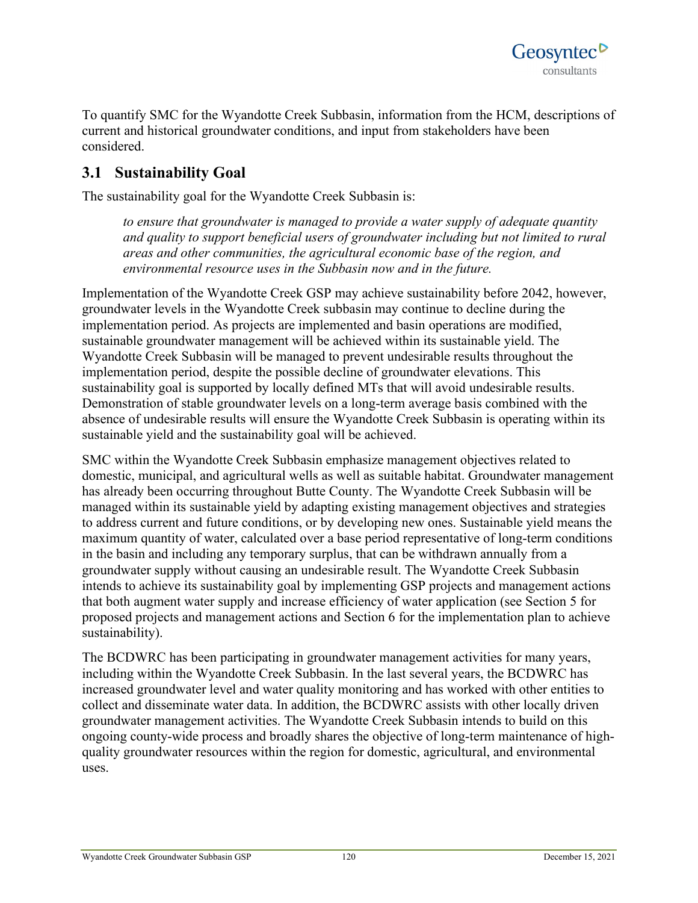To quantify SMC for the Wyandotte Creek Subbasin, information from the HCM, descriptions of current and historical groundwater conditions, and input from stakeholders have been considered.

## 3.1 Sustainability Goal

The sustainability goal for the Wyandotte Creek Subbasin is:

> *to ensure that groundwater is managed to provide a water supply of adequate quantity and quality to support beneficial users of groundwater including but not limited to rural areas and other communities, the agricultural economic base of the region, and environmental resource uses in the Subbasin now and in the future.*

Implementation of the Wyandotte Creek GSP may achieve sustainability before 2042, however, groundwater levels in the Wyandotte Creek subbasin may continue to decline during the implementation period. As projects are implemented and basin operations are modified, sustainable groundwater management will be achieved within its sustainable yield. The Wyandotte Creek Subbasin will be managed to prevent undesirable results throughout the implementation period, despite the possible decline of groundwater elevations. This sustainability goal is supported by locally defined MTs that will avoid undesirable results. Demonstration of stable groundwater levels on a long-term average basis combined with the absence of undesirable results will ensure the Wyandotte Creek Subbasin is operating within its sustainable yield and the sustainability goal will be achieved.

SMC within the Wyandotte Creek Subbasin emphasize management objectives related to domestic, municipal, and agricultural wells as well as suitable habitat. Groundwater management has already been occurring throughout Butte County. The Wyandotte Creek Subbasin will be managed within its sustainable yield by adapting existing management objectives and strategies to address current and future conditions, or by developing new ones. Sustainable yield means the maximum quantity of water, calculated over a base period representative of long-term conditions in the basin and including any temporary surplus, that can be withdrawn annually from a groundwater supply without causing an undesirable result. The Wyandotte Creek Subbasin intends to achieve its sustainability goal by implementing GSP projects and management actions that both augment water supply and increase efficiency of water application (see Section 5 for proposed projects and management actions and Section 6 for the implementation plan to achieve sustainability).

The BCDWRC has been participating in groundwater management activities for many years, including within the Wyandotte Creek Subbasin. In the last several years, the BCDWRC has increased groundwater level and water quality monitoring and has worked with other entities to collect and disseminate water data. In addition, the BCDWRC assists with other locally driven groundwater management activities. The Wyandotte Creek Subbasin intends to build on this ongoing county-wide process and broadly shares the objective of long-term maintenance of high-quality groundwater resources within the region for domestic, agricultural, and environmental uses.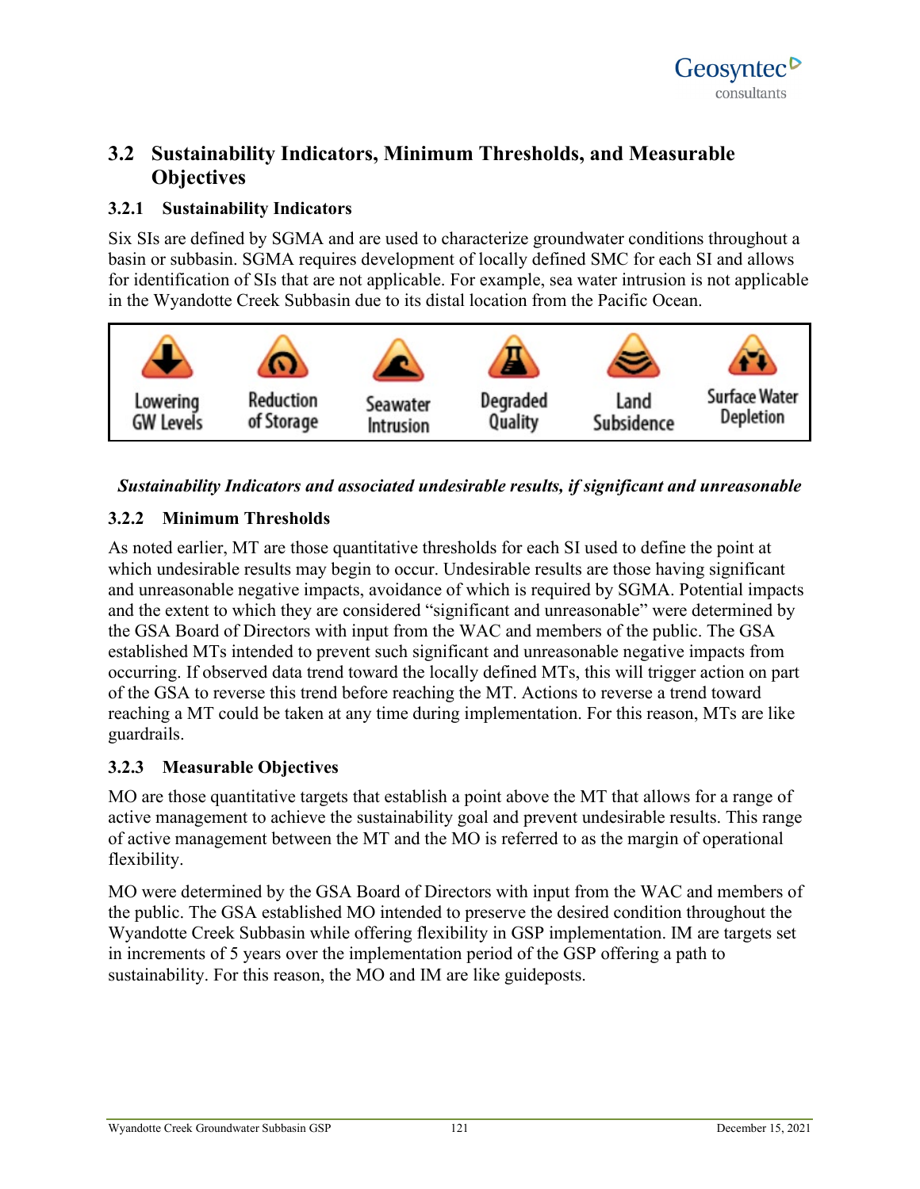## 3.2 Sustainability Indicators, Minimum Thresholds, and Measurable Objectives

### 3.2.1 Sustainability Indicators

Six SIs are defined by SGMA and are used to characterize groundwater conditions throughout a basin or subbasin. SGMA requires development of locally defined SMC for each SI and allows for identification of SIs that are not applicable. For example, sea water intrusion is not applicable in the Wyandotte Creek Subbasin due to its distal location from the Pacific Ocean.

| Lowering GW Levels | Reduction of Storage | Seawater Intrusion | Degraded Quality | Land Subsidence | Surface Water Depletion |
|---|---|---|---|---|---|

***Sustainability Indicators and associated undesirable results, if significant and unreasonable***

### 3.2.2 Minimum Thresholds

As noted earlier, MT are those quantitative thresholds for each SI used to define the point at which undesirable results may begin to occur. Undesirable results are those having significant and unreasonable negative impacts, avoidance of which is required by SGMA. Potential impacts and the extent to which they are considered "significant and unreasonable" were determined by the GSA Board of Directors with input from the WAC and members of the public. The GSA established MTs intended to prevent such significant and unreasonable negative impacts from occurring. If observed data trend toward the locally defined MTs, this will trigger action on part of the GSA to reverse this trend before reaching the MT. Actions to reverse a trend toward reaching a MT could be taken at any time during implementation. For this reason, MTs are like guardrails.

### 3.2.3 Measurable Objectives

MO are those quantitative targets that establish a point above the MT that allows for a range of active management to achieve the sustainability goal and prevent undesirable results. This range of active management between the MT and the MO is referred to as the margin of operational flexibility.

MO were determined by the GSA Board of Directors with input from the WAC and members of the public. The GSA established MO intended to preserve the desired condition throughout the Wyandotte Creek Subbasin while offering flexibility in GSP implementation. IM are targets set in increments of 5 years over the implementation period of the GSP offering a path to sustainability. For this reason, the MO and IM are like guideposts.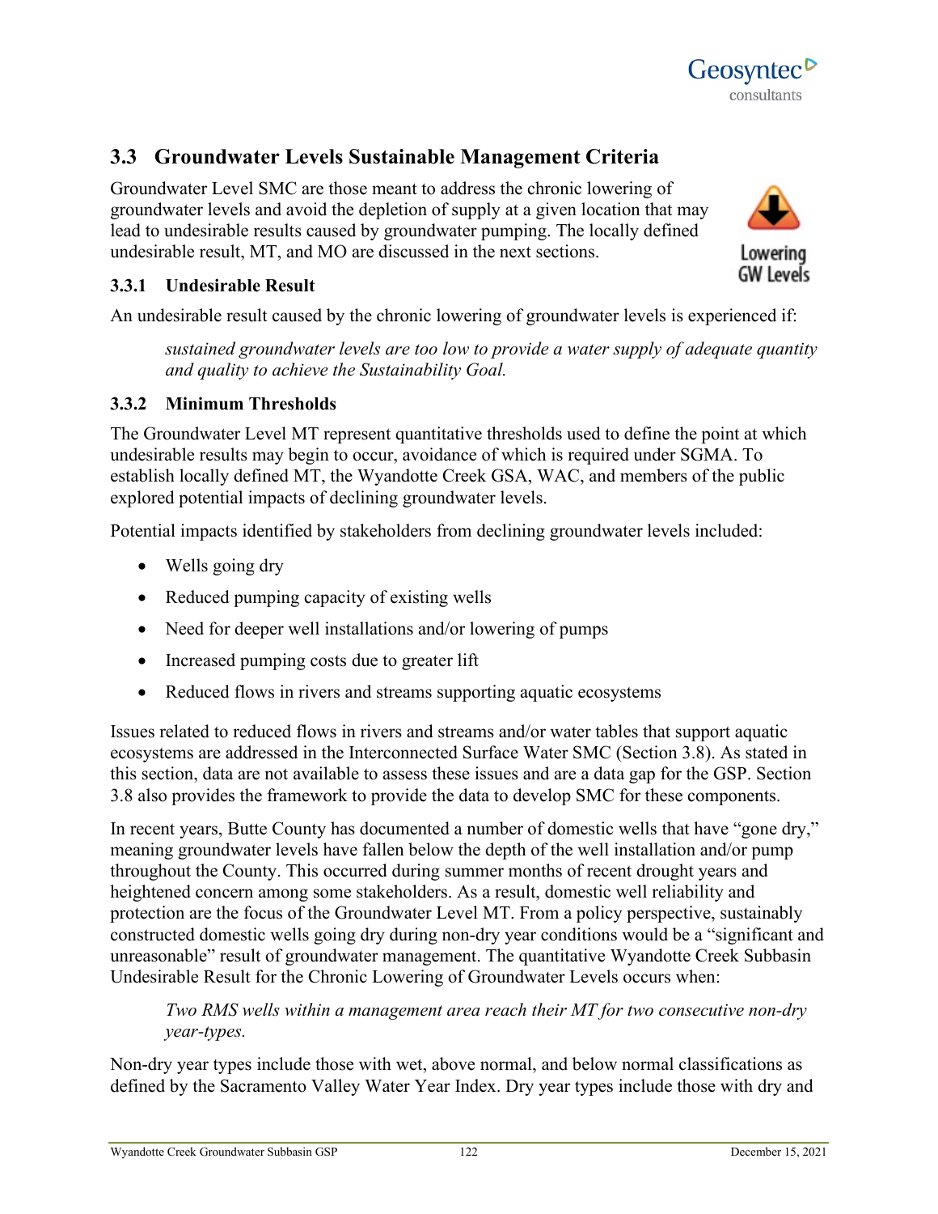## 3.3 Groundwater Levels Sustainable Management Criteria

Groundwater Level SMC are those meant to address the chronic lowering of groundwater levels and avoid the depletion of supply at a given location that may lead to undesirable results caused by groundwater pumping. The locally defined undesirable result, MT, and MO are discussed in the next sections.

Lowering GW Levels

### 3.3.1 Undesirable Result

An undesirable result caused by the chronic lowering of groundwater levels is experienced if:

> *sustained groundwater levels are too low to provide a water supply of adequate quantity and quality to achieve the Sustainability Goal.*

### 3.3.2 Minimum Thresholds

The Groundwater Level MT represent quantitative thresholds used to define the point at which undesirable results may begin to occur, avoidance of which is required under SGMA. To establish locally defined MT, the Wyandotte Creek GSA, WAC, and members of the public explored potential impacts of declining groundwater levels.

Potential impacts identified by stakeholders from declining groundwater levels included:

- Wells going dry
- Reduced pumping capacity of existing wells
- Need for deeper well installations and/or lowering of pumps
- Increased pumping costs due to greater lift
- Reduced flows in rivers and streams supporting aquatic ecosystems

Issues related to reduced flows in rivers and streams and/or water tables that support aquatic ecosystems are addressed in the Interconnected Surface Water SMC (Section 3.8). As stated in this section, data are not available to assess these issues and are a data gap for the GSP. Section 3.8 also provides the framework to provide the data to develop SMC for these components.

In recent years, Butte County has documented a number of domestic wells that have "gone dry," meaning groundwater levels have fallen below the depth of the well installation and/or pump throughout the County. This occurred during summer months of recent drought years and heightened concern among some stakeholders. As a result, domestic well reliability and protection are the focus of the Groundwater Level MT. From a policy perspective, sustainably constructed domestic wells going dry during non-dry year conditions would be a "significant and unreasonable" result of groundwater management. The quantitative Wyandotte Creek Subbasin Undesirable Result for the Chronic Lowering of Groundwater Levels occurs when:

> *Two RMS wells within a management area reach their MT for two consecutive non-dry year-types.*

Non-dry year types include those with wet, above normal, and below normal classifications as defined by the Sacramento Valley Water Year Index. Dry year types include those with dry and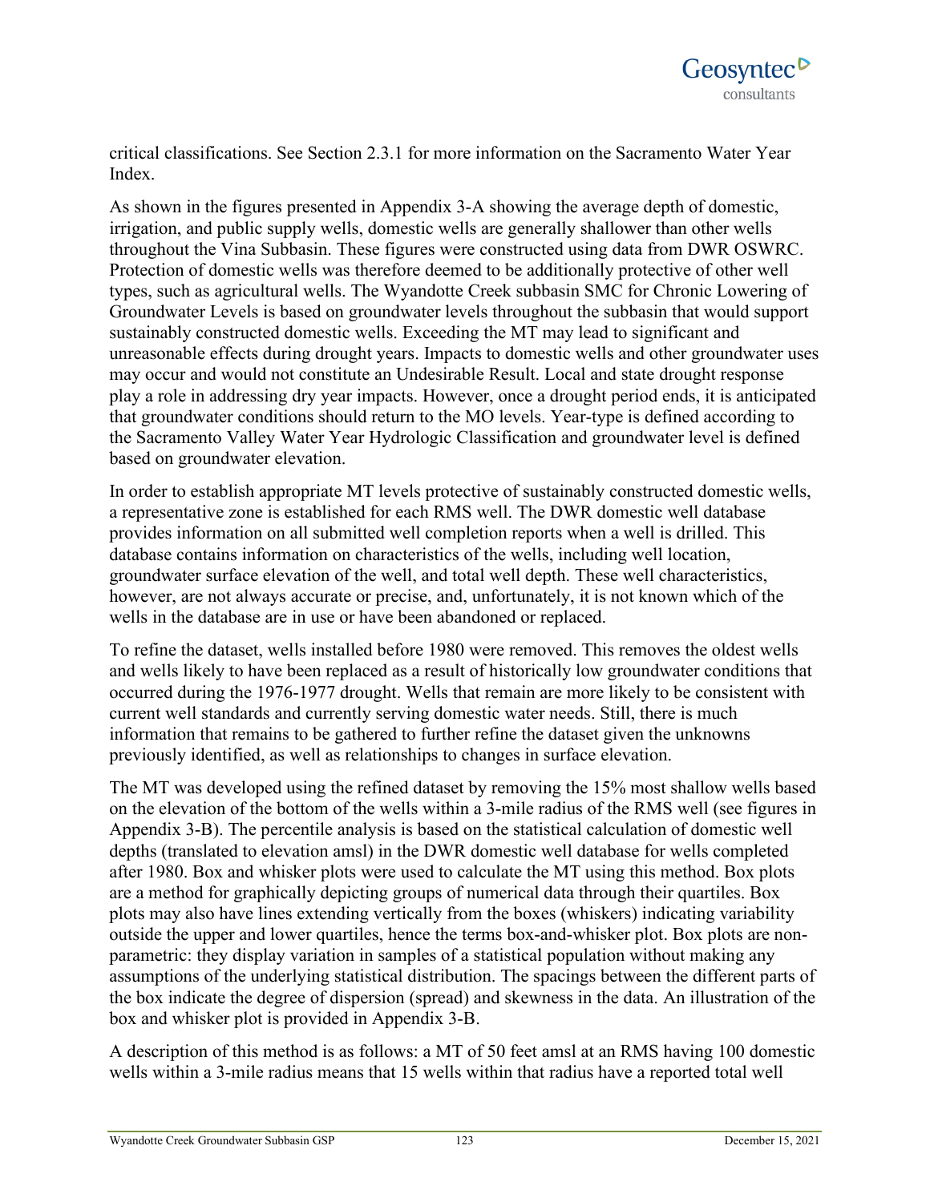critical classifications. See Section 2.3.1 for more information on the Sacramento Water Year Index.

As shown in the figures presented in Appendix 3-A showing the average depth of domestic, irrigation, and public supply wells, domestic wells are generally shallower than other wells throughout the Vina Subbasin. These figures were constructed using data from DWR OSWRC. Protection of domestic wells was therefore deemed to be additionally protective of other well types, such as agricultural wells. The Wyandotte Creek subbasin SMC for Chronic Lowering of Groundwater Levels is based on groundwater levels throughout the subbasin that would support sustainably constructed domestic wells. Exceeding the MT may lead to significant and unreasonable effects during drought years. Impacts to domestic wells and other groundwater uses may occur and would not constitute an Undesirable Result. Local and state drought response play a role in addressing dry year impacts. However, once a drought period ends, it is anticipated that groundwater conditions should return to the MO levels. Year-type is defined according to the Sacramento Valley Water Year Hydrologic Classification and groundwater level is defined based on groundwater elevation.

In order to establish appropriate MT levels protective of sustainably constructed domestic wells, a representative zone is established for each RMS well. The DWR domestic well database provides information on all submitted well completion reports when a well is drilled. This database contains information on characteristics of the wells, including well location, groundwater surface elevation of the well, and total well depth. These well characteristics, however, are not always accurate or precise, and, unfortunately, it is not known which of the wells in the database are in use or have been abandoned or replaced.

To refine the dataset, wells installed before 1980 were removed. This removes the oldest wells and wells likely to have been replaced as a result of historically low groundwater conditions that occurred during the 1976-1977 drought. Wells that remain are more likely to be consistent with current well standards and currently serving domestic water needs. Still, there is much information that remains to be gathered to further refine the dataset given the unknowns previously identified, as well as relationships to changes in surface elevation.

The MT was developed using the refined dataset by removing the 15% most shallow wells based on the elevation of the bottom of the wells within a 3-mile radius of the RMS well (see figures in Appendix 3-B). The percentile analysis is based on the statistical calculation of domestic well depths (translated to elevation amsl) in the DWR domestic well database for wells completed after 1980. Box and whisker plots were used to calculate the MT using this method. Box plots are a method for graphically depicting groups of numerical data through their quartiles. Box plots may also have lines extending vertically from the boxes (whiskers) indicating variability outside the upper and lower quartiles, hence the terms box-and-whisker plot. Box plots are non-parametric: they display variation in samples of a statistical population without making any assumptions of the underlying statistical distribution. The spacings between the different parts of the box indicate the degree of dispersion (spread) and skewness in the data. An illustration of the box and whisker plot is provided in Appendix 3-B.

A description of this method is as follows: a MT of 50 feet amsl at an RMS having 100 domestic wells within a 3-mile radius means that 15 wells within that radius have a reported total well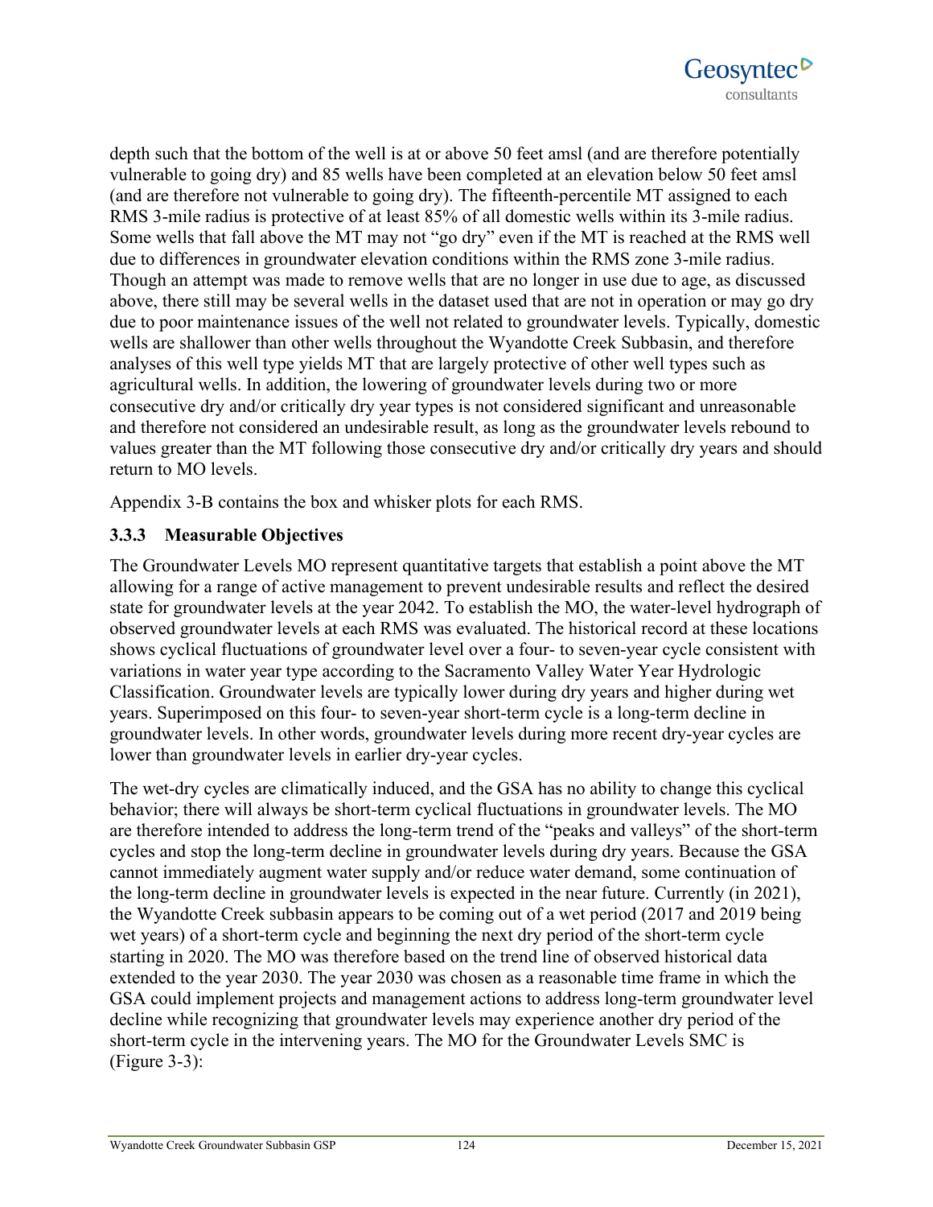depth such that the bottom of the well is at or above 50 feet amsl (and are therefore potentially vulnerable to going dry) and 85 wells have been completed at an elevation below 50 feet amsl (and are therefore not vulnerable to going dry). The fifteenth-percentile MT assigned to each RMS 3-mile radius is protective of at least 85% of all domestic wells within its 3-mile radius. Some wells that fall above the MT may not "go dry" even if the MT is reached at the RMS well due to differences in groundwater elevation conditions within the RMS zone 3-mile radius. Though an attempt was made to remove wells that are no longer in use due to age, as discussed above, there still may be several wells in the dataset used that are not in operation or may go dry due to poor maintenance issues of the well not related to groundwater levels. Typically, domestic wells are shallower than other wells throughout the Wyandotte Creek Subbasin, and therefore analyses of this well type yields MT that are largely protective of other well types such as agricultural wells. In addition, the lowering of groundwater levels during two or more consecutive dry and/or critically dry year types is not considered significant and unreasonable and therefore not considered an undesirable result, as long as the groundwater levels rebound to values greater than the MT following those consecutive dry and/or critically dry years and should return to MO levels.

Appendix 3-B contains the box and whisker plots for each RMS.

### 3.3.3 Measurable Objectives

The Groundwater Levels MO represent quantitative targets that establish a point above the MT allowing for a range of active management to prevent undesirable results and reflect the desired state for groundwater levels at the year 2042. To establish the MO, the water-level hydrograph of observed groundwater levels at each RMS was evaluated. The historical record at these locations shows cyclical fluctuations of groundwater level over a four- to seven-year cycle consistent with variations in water year type according to the Sacramento Valley Water Year Hydrologic Classification. Groundwater levels are typically lower during dry years and higher during wet years. Superimposed on this four- to seven-year short-term cycle is a long-term decline in groundwater levels. In other words, groundwater levels during more recent dry-year cycles are lower than groundwater levels in earlier dry-year cycles.

The wet-dry cycles are climatically induced, and the GSA has no ability to change this cyclical behavior; there will always be short-term cyclical fluctuations in groundwater levels. The MO are therefore intended to address the long-term trend of the "peaks and valleys" of the short-term cycles and stop the long-term decline in groundwater levels during dry years. Because the GSA cannot immediately augment water supply and/or reduce water demand, some continuation of the long-term decline in groundwater levels is expected in the near future. Currently (in 2021), the Wyandotte Creek subbasin appears to be coming out of a wet period (2017 and 2019 being wet years) of a short-term cycle and beginning the next dry period of the short-term cycle starting in 2020. The MO was therefore based on the trend line of observed historical data extended to the year 2030. The year 2030 was chosen as a reasonable time frame in which the GSA could implement projects and management actions to address long-term groundwater level decline while recognizing that groundwater levels may experience another dry period of the short-term cycle in the intervening years. The MO for the Groundwater Levels SMC is (Figure 3-3):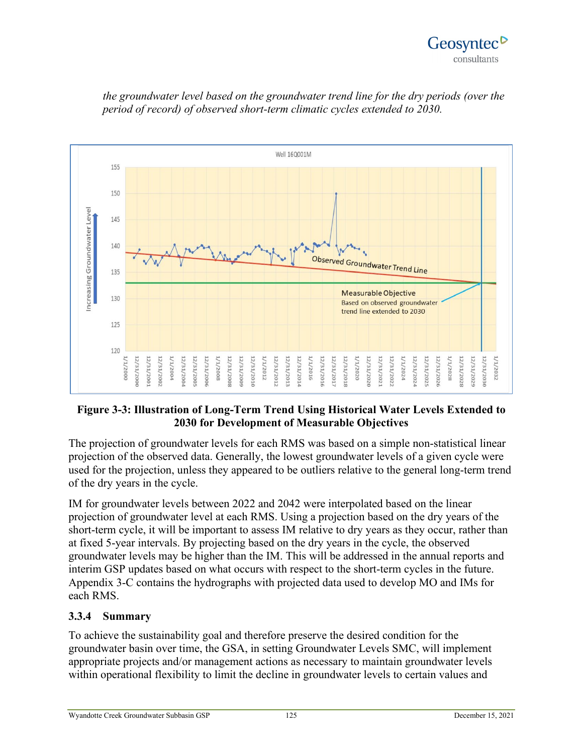*the groundwater level based on the groundwater trend line for the dry periods (over the period of record) of observed short-term climatic cycles extended to 2030.*

**Figure 3-3: Illustration of Long-Term Trend Using Historical Water Levels Extended to 2030 for Development of Measurable Objectives**

The projection of groundwater levels for each RMS was based on a simple non-statistical linear projection of the observed data. Generally, the lowest groundwater levels of a given cycle were used for the projection, unless they appeared to be outliers relative to the general long-term trend of the dry years in the cycle.

IM for groundwater levels between 2022 and 2042 were interpolated based on the linear projection of groundwater level at each RMS. Using a projection based on the dry years of the short-term cycle, it will be important to assess IM relative to dry years as they occur, rather than at fixed 5-year intervals. By projecting based on the dry years in the cycle, the observed groundwater levels may be higher than the IM. This will be addressed in the annual reports and interim GSP updates based on what occurs with respect to the short-term cycles in the future. Appendix 3-C contains the hydrographs with projected data used to develop MO and IMs for each RMS.

### 3.3.4 Summary

To achieve the sustainability goal and therefore preserve the desired condition for the groundwater basin over time, the GSA, in setting Groundwater Levels SMC, will implement appropriate projects and/or management actions as necessary to maintain groundwater levels within operational flexibility to limit the decline in groundwater levels to certain values and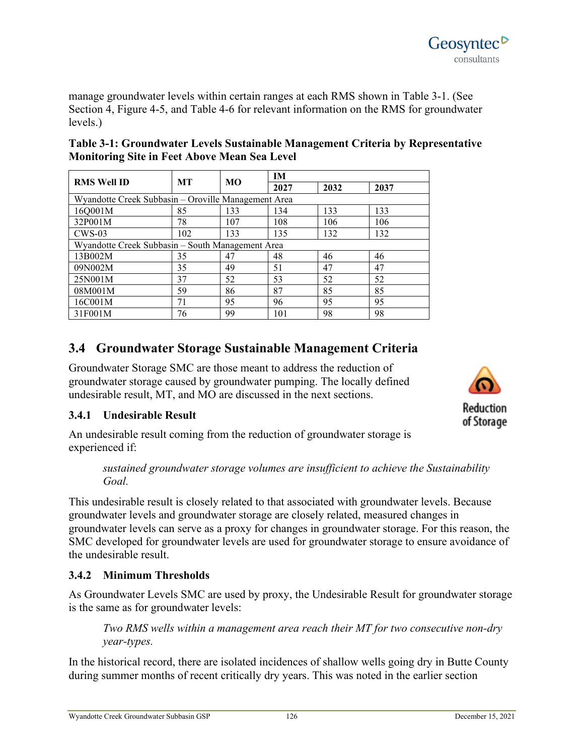manage groundwater levels within certain ranges at each RMS shown in Table 3-1. (See Section 4, Figure 4-5, and Table 4-6 for relevant information on the RMS for groundwater levels.)

**Table 3-1: Groundwater Levels Sustainable Management Criteria by Representative Monitoring Site in Feet Above Mean Sea Level**

| RMS Well ID | MT | MO | IM | | |
|---|---|---|---|---|---|
| | | | 2027 | 2032 | 2037 |
| Wyandotte Creek Subbasin – Oroville Management Area | | | | | |
| 16Q001M | 85 | 133 | 134 | 133 | 133 |
| 32P001M | 78 | 107 | 108 | 106 | 106 |
| CWS-03 | 102 | 133 | 135 | 132 | 132 |
| Wyandotte Creek Subbasin – South Management Area | | | | | |
| 13B002M | 35 | 47 | 48 | 46 | 46 |
| 09N002M | 35 | 49 | 51 | 47 | 47 |
| 25N001M | 37 | 52 | 53 | 52 | 52 |
| 08M001M | 59 | 86 | 87 | 85 | 85 |
| 16C001M | 71 | 95 | 96 | 95 | 95 |
| 31F001M | 76 | 99 | 101 | 98 | 98 |

## 3.4 Groundwater Storage Sustainable Management Criteria

Groundwater Storage SMC are those meant to address the reduction of groundwater storage caused by groundwater pumping. The locally defined undesirable result, MT, and MO are discussed in the next sections.

Reduction of Storage

### 3.4.1 Undesirable Result

An undesirable result coming from the reduction of groundwater storage is experienced if:

> *sustained groundwater storage volumes are insufficient to achieve the Sustainability Goal.*

This undesirable result is closely related to that associated with groundwater levels. Because groundwater levels and groundwater storage are closely related, measured changes in groundwater levels can serve as a proxy for changes in groundwater storage. For this reason, the SMC developed for groundwater levels are used for groundwater storage to ensure avoidance of the undesirable result.

### 3.4.2 Minimum Thresholds

As Groundwater Levels SMC are used by proxy, the Undesirable Result for groundwater storage is the same as for groundwater levels:

> *Two RMS wells within a management area reach their MT for two consecutive non-dry year-types.*

In the historical record, there are isolated incidences of shallow wells going dry in Butte County during summer months of recent critically dry years. This was noted in the earlier section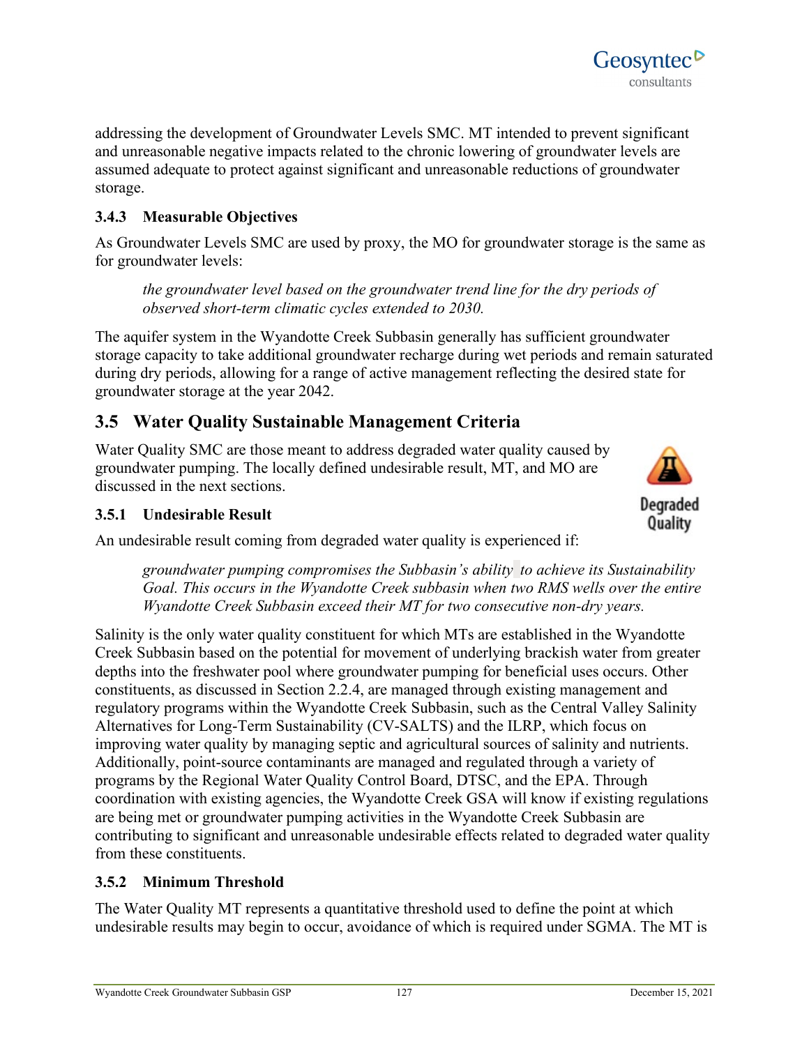addressing the development of Groundwater Levels SMC. MT intended to prevent significant and unreasonable negative impacts related to the chronic lowering of groundwater levels are assumed adequate to protect against significant and unreasonable reductions of groundwater storage.

### 3.4.3 Measurable Objectives

As Groundwater Levels SMC are used by proxy, the MO for groundwater storage is the same as for groundwater levels:

> *the groundwater level based on the groundwater trend line for the dry periods of observed short-term climatic cycles extended to 2030.*

The aquifer system in the Wyandotte Creek Subbasin generally has sufficient groundwater storage capacity to take additional groundwater recharge during wet periods and remain saturated during dry periods, allowing for a range of active management reflecting the desired state for groundwater storage at the year 2042.

## 3.5 Water Quality Sustainable Management Criteria

Water Quality SMC are those meant to address degraded water quality caused by groundwater pumping. The locally defined undesirable result, MT, and MO are discussed in the next sections.

Degraded Quality

### 3.5.1 Undesirable Result

An undesirable result coming from degraded water quality is experienced if:

> *groundwater pumping compromises the Subbasin's ability to achieve its Sustainability Goal. This occurs in the Wyandotte Creek subbasin when two RMS wells over the entire Wyandotte Creek Subbasin exceed their MT for two consecutive non-dry years.*

Salinity is the only water quality constituent for which MTs are established in the Wyandotte Creek Subbasin based on the potential for movement of underlying brackish water from greater depths into the freshwater pool where groundwater pumping for beneficial uses occurs. Other constituents, as discussed in Section 2.2.4, are managed through existing management and regulatory programs within the Wyandotte Creek Subbasin, such as the Central Valley Salinity Alternatives for Long-Term Sustainability (CV-SALTS) and the ILRP, which focus on improving water quality by managing septic and agricultural sources of salinity and nutrients. Additionally, point-source contaminants are managed and regulated through a variety of programs by the Regional Water Quality Control Board, DTSC, and the EPA. Through coordination with existing agencies, the Wyandotte Creek GSA will know if existing regulations are being met or groundwater pumping activities in the Wyandotte Creek Subbasin are contributing to significant and unreasonable undesirable effects related to degraded water quality from these constituents.

### 3.5.2 Minimum Threshold

The Water Quality MT represents a quantitative threshold used to define the point at which undesirable results may begin to occur, avoidance of which is required under SGMA. The MT is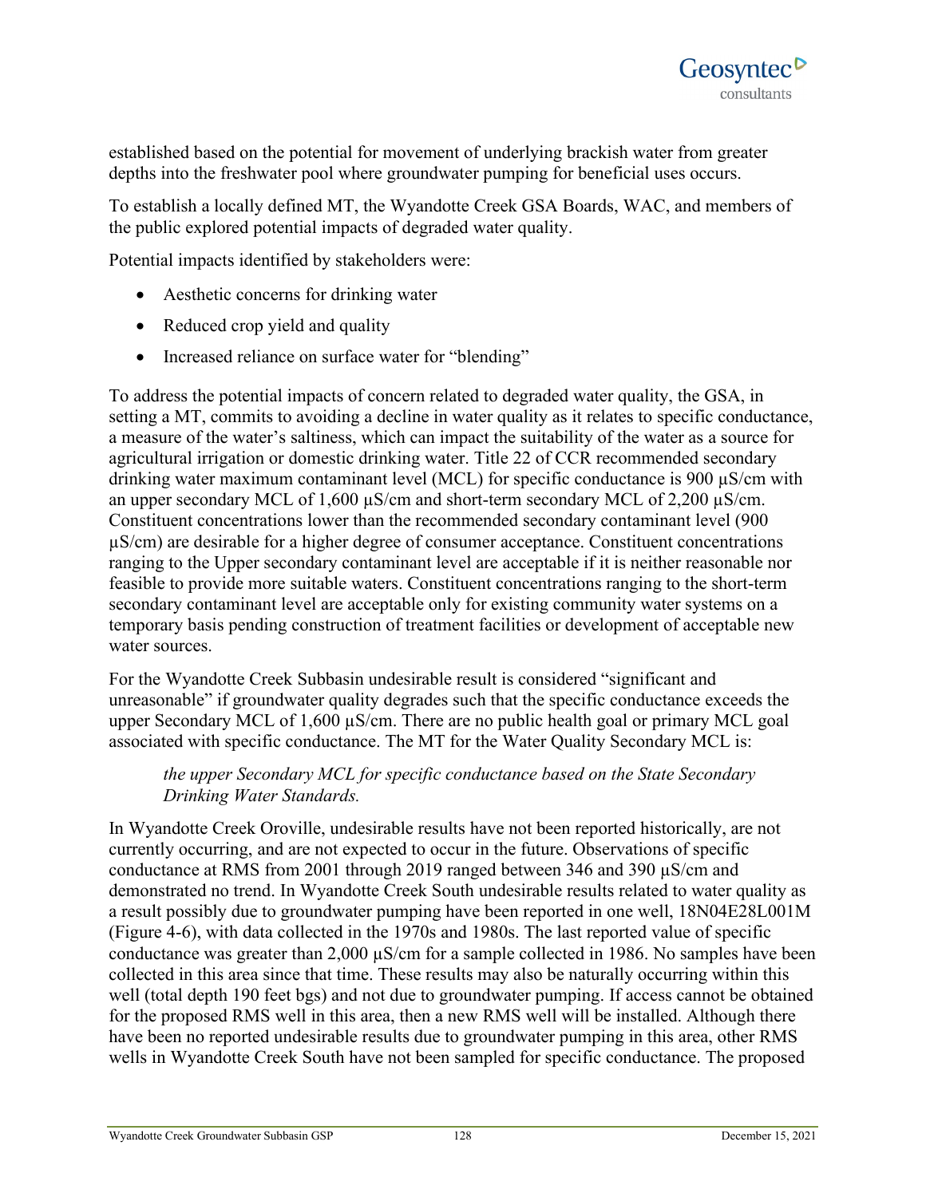established based on the potential for movement of underlying brackish water from greater depths into the freshwater pool where groundwater pumping for beneficial uses occurs.

To establish a locally defined MT, the Wyandotte Creek GSA Boards, WAC, and members of the public explored potential impacts of degraded water quality.

Potential impacts identified by stakeholders were:

- Aesthetic concerns for drinking water
- Reduced crop yield and quality
- Increased reliance on surface water for "blending"

To address the potential impacts of concern related to degraded water quality, the GSA, in setting a MT, commits to avoiding a decline in water quality as it relates to specific conductance, a measure of the water's saltiness, which can impact the suitability of the water as a source for agricultural irrigation or domestic drinking water. Title 22 of CCR recommended secondary drinking water maximum contaminant level (MCL) for specific conductance is 900 µS/cm with an upper secondary MCL of 1,600 µS/cm and short-term secondary MCL of 2,200 µS/cm. Constituent concentrations lower than the recommended secondary contaminant level (900 µS/cm) are desirable for a higher degree of consumer acceptance. Constituent concentrations ranging to the Upper secondary contaminant level are acceptable if it is neither reasonable nor feasible to provide more suitable waters. Constituent concentrations ranging to the short-term secondary contaminant level are acceptable only for existing community water systems on a temporary basis pending construction of treatment facilities or development of acceptable new water sources.

For the Wyandotte Creek Subbasin undesirable result is considered "significant and unreasonable" if groundwater quality degrades such that the specific conductance exceeds the upper Secondary MCL of 1,600 µS/cm. There are no public health goal or primary MCL goal associated with specific conductance. The MT for the Water Quality Secondary MCL is:

> *the upper Secondary MCL for specific conductance based on the State Secondary Drinking Water Standards.*

In Wyandotte Creek Oroville, undesirable results have not been reported historically, are not currently occurring, and are not expected to occur in the future. Observations of specific conductance at RMS from 2001 through 2019 ranged between 346 and 390 µS/cm and demonstrated no trend. In Wyandotte Creek South undesirable results related to water quality as a result possibly due to groundwater pumping have been reported in one well, 18N04E28L001M (Figure 4-6), with data collected in the 1970s and 1980s. The last reported value of specific conductance was greater than 2,000 µS/cm for a sample collected in 1986. No samples have been collected in this area since that time. These results may also be naturally occurring within this well (total depth 190 feet bgs) and not due to groundwater pumping. If access cannot be obtained for the proposed RMS well in this area, then a new RMS well will be installed. Although there have been no reported undesirable results due to groundwater pumping in this area, other RMS wells in Wyandotte Creek South have not been sampled for specific conductance. The proposed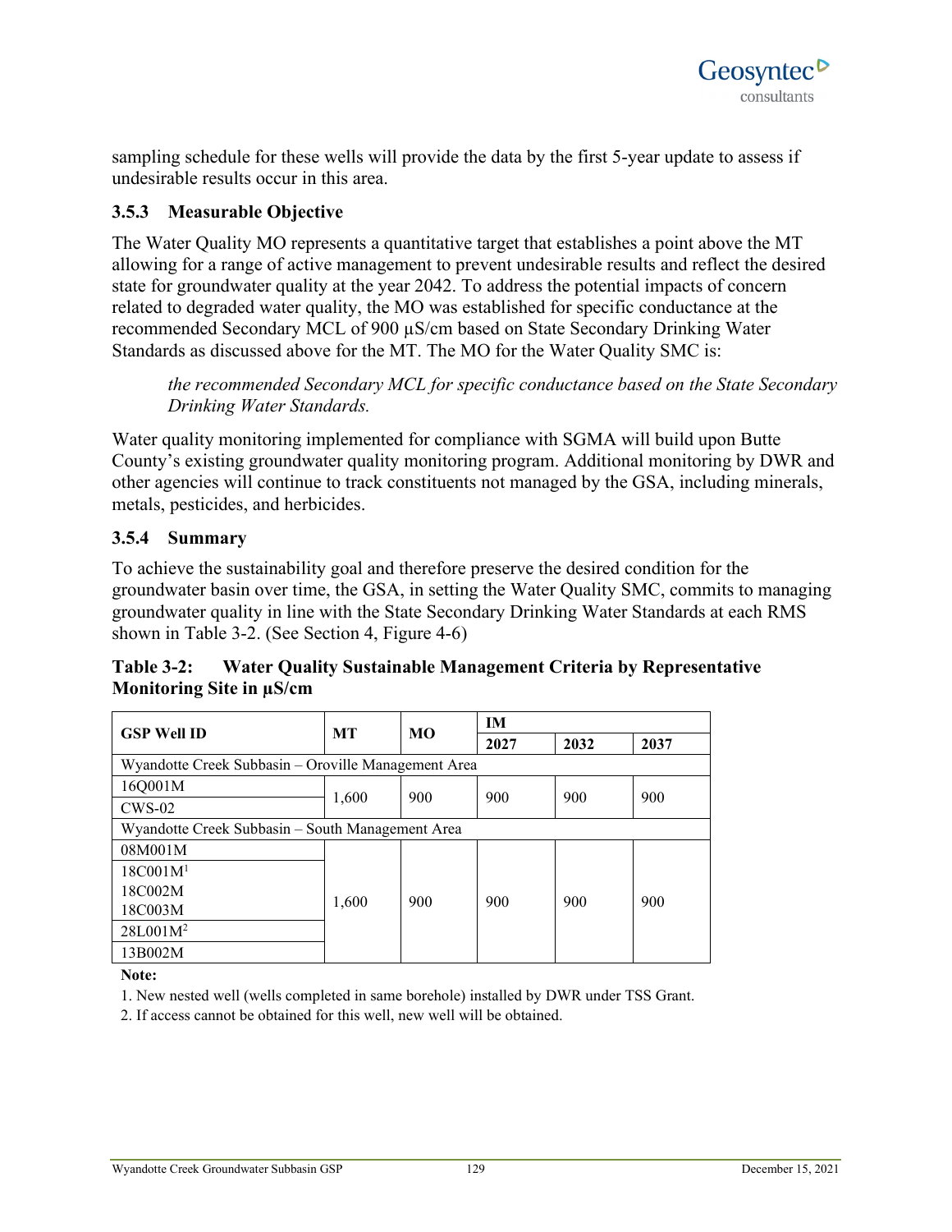sampling schedule for these wells will provide the data by the first 5-year update to assess if undesirable results occur in this area.

### 3.5.3 Measurable Objective

The Water Quality MO represents a quantitative target that establishes a point above the MT allowing for a range of active management to prevent undesirable results and reflect the desired state for groundwater quality at the year 2042. To address the potential impacts of concern related to degraded water quality, the MO was established for specific conductance at the recommended Secondary MCL of 900 µS/cm based on State Secondary Drinking Water Standards as discussed above for the MT. The MO for the Water Quality SMC is:

> *the recommended Secondary MCL for specific conductance based on the State Secondary Drinking Water Standards.*

Water quality monitoring implemented for compliance with SGMA will build upon Butte County's existing groundwater quality monitoring program. Additional monitoring by DWR and other agencies will continue to track constituents not managed by the GSA, including minerals, metals, pesticides, and herbicides.

### 3.5.4 Summary

To achieve the sustainability goal and therefore preserve the desired condition for the groundwater basin over time, the GSA, in setting the Water Quality SMC, commits to managing groundwater quality in line with the State Secondary Drinking Water Standards at each RMS shown in Table 3-2. (See Section 4, Figure 4-6)

**Table 3-2: Water Quality Sustainable Management Criteria by Representative Monitoring Site in µS/cm**

| GSP Well ID | MT | MO | IM | | |
|---|---|---|---|---|---|
| | | | 2027 | 2032 | 2037 |
| Wyandotte Creek Subbasin – Oroville Management Area | | | | | |
| 16Q001M | 1,600 | 900 | 900 | 900 | 900 |
| CWS-02 | | | | | |
| Wyandotte Creek Subbasin – South Management Area | | | | | |
| 08M001M | 1,600 | 900 | 900 | 900 | 900 |
| 18C001M[1] 18C002M 18C003M | | | | | |
| 28L001M[2] | | | | | |
| 13B002M | | | | | |

**Note:**

1. New nested well (wells completed in same borehole) installed by DWR under TSS Grant.
2. If access cannot be obtained for this well, new well will be obtained.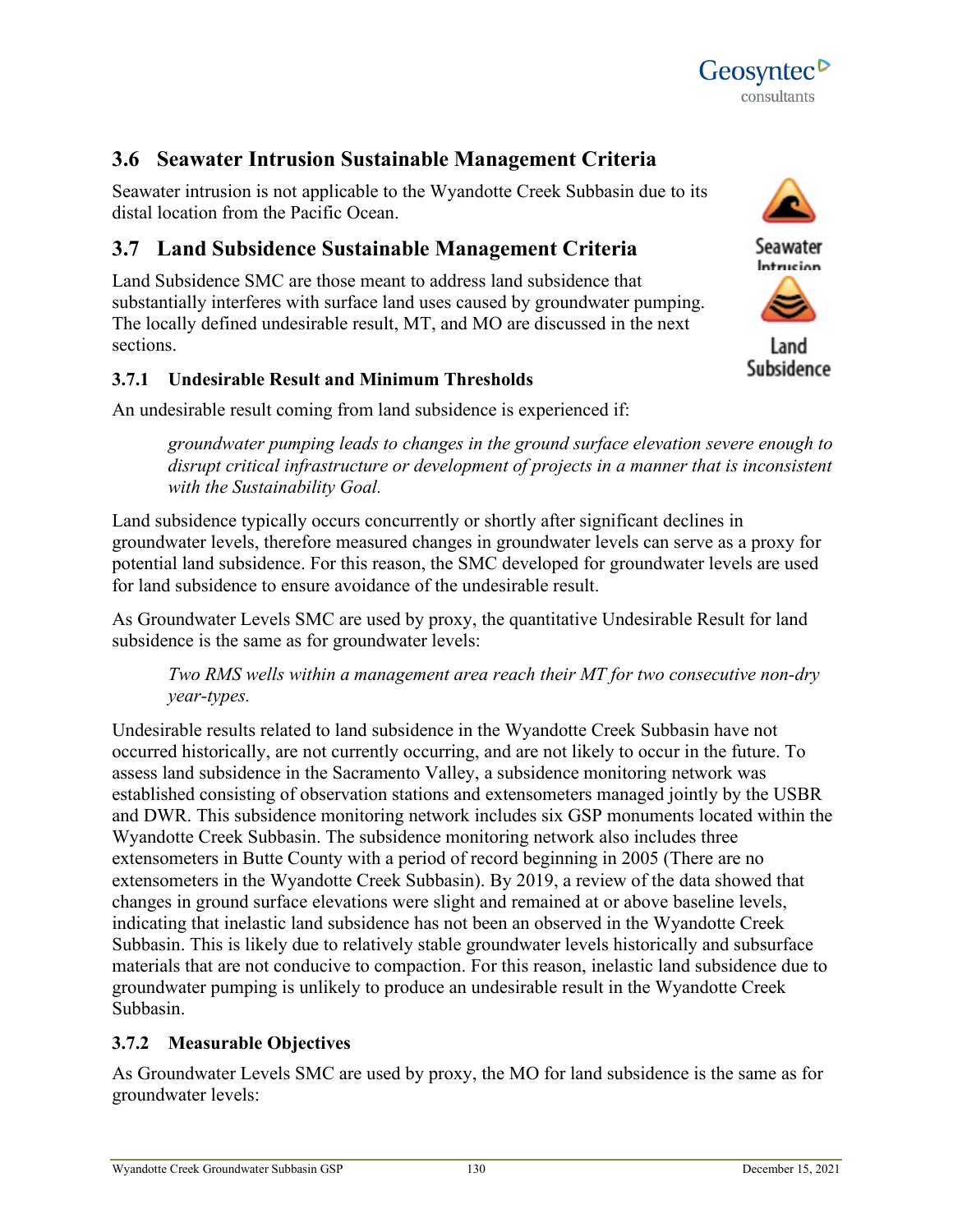## 3.6 Seawater Intrusion Sustainable Management Criteria

Seawater intrusion is not applicable to the Wyandotte Creek Subbasin due to its distal location from the Pacific Ocean.

## 3.7 Land Subsidence Sustainable Management Criteria

Land Subsidence SMC are those meant to address land subsidence that substantially interferes with surface land uses caused by groundwater pumping. The locally defined undesirable result, MT, and MO are discussed in the next sections.

### 3.7.1 Undesirable Result and Minimum Thresholds

An undesirable result coming from land subsidence is experienced if:

> *groundwater pumping leads to changes in the ground surface elevation severe enough to disrupt critical infrastructure or development of projects in a manner that is inconsistent with the Sustainability Goal.*

Land subsidence typically occurs concurrently or shortly after significant declines in groundwater levels, therefore measured changes in groundwater levels can serve as a proxy for potential land subsidence. For this reason, the SMC developed for groundwater levels are used for land subsidence to ensure avoidance of the undesirable result.

As Groundwater Levels SMC are used by proxy, the quantitative Undesirable Result for land subsidence is the same as for groundwater levels:

> *Two RMS wells within a management area reach their MT for two consecutive non-dry year-types.*

Undesirable results related to land subsidence in the Wyandotte Creek Subbasin have not occurred historically, are not currently occurring, and are not likely to occur in the future. To assess land subsidence in the Sacramento Valley, a subsidence monitoring network was established consisting of observation stations and extensometers managed jointly by the USBR and DWR. This subsidence monitoring network includes six GSP monuments located within the Wyandotte Creek Subbasin. The subsidence monitoring network also includes three extensometers in Butte County with a period of record beginning in 2005 (There are no extensometers in the Wyandotte Creek Subbasin). By 2019, a review of the data showed that changes in ground surface elevations were slight and remained at or above baseline levels, indicating that inelastic land subsidence has not been an observed in the Wyandotte Creek Subbasin. This is likely due to relatively stable groundwater levels historically and subsurface materials that are not conducive to compaction. For this reason, inelastic land subsidence due to groundwater pumping is unlikely to produce an undesirable result in the Wyandotte Creek Subbasin.

### 3.7.2 Measurable Objectives

As Groundwater Levels SMC are used by proxy, the MO for land subsidence is the same as for groundwater levels: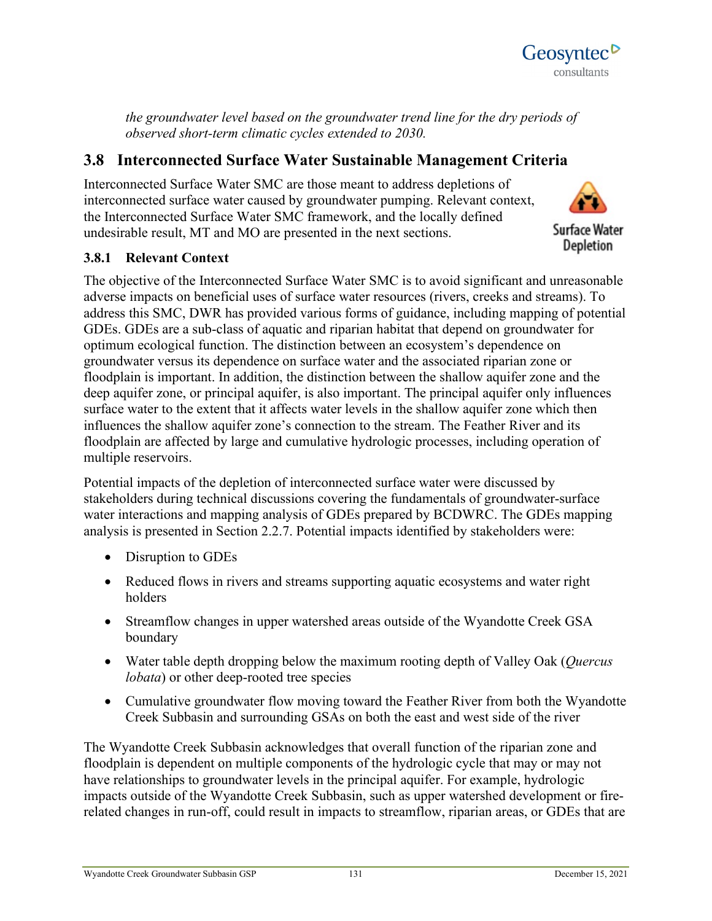*the groundwater level based on the groundwater trend line for the dry periods of observed short-term climatic cycles extended to 2030.*

## 3.8 Interconnected Surface Water Sustainable Management Criteria

Interconnected Surface Water SMC are those meant to address depletions of interconnected surface water caused by groundwater pumping. Relevant context, the Interconnected Surface Water SMC framework, and the locally defined undesirable result, MT and MO are presented in the next sections.

Surface Water Depletion

### 3.8.1 Relevant Context

The objective of the Interconnected Surface Water SMC is to avoid significant and unreasonable adverse impacts on beneficial uses of surface water resources (rivers, creeks and streams). To address this SMC, DWR has provided various forms of guidance, including mapping of potential GDEs. GDEs are a sub-class of aquatic and riparian habitat that depend on groundwater for optimum ecological function. The distinction between an ecosystem's dependence on groundwater versus its dependence on surface water and the associated riparian zone or floodplain is important. In addition, the distinction between the shallow aquifer zone and the deep aquifer zone, or principal aquifer, is also important. The principal aquifer only influences surface water to the extent that it affects water levels in the shallow aquifer zone which then influences the shallow aquifer zone's connection to the stream. The Feather River and its floodplain are affected by large and cumulative hydrologic processes, including operation of multiple reservoirs.

Potential impacts of the depletion of interconnected surface water were discussed by stakeholders during technical discussions covering the fundamentals of groundwater-surface water interactions and mapping analysis of GDEs prepared by BCDWRC. The GDEs mapping analysis is presented in Section 2.2.7. Potential impacts identified by stakeholders were:

- Disruption to GDEs
- Reduced flows in rivers and streams supporting aquatic ecosystems and water right holders
- Streamflow changes in upper watershed areas outside of the Wyandotte Creek GSA boundary
- Water table depth dropping below the maximum rooting depth of Valley Oak (*Quercus lobata*) or other deep-rooted tree species
- Cumulative groundwater flow moving toward the Feather River from both the Wyandotte Creek Subbasin and surrounding GSAs on both the east and west side of the river

The Wyandotte Creek Subbasin acknowledges that overall function of the riparian zone and floodplain is dependent on multiple components of the hydrologic cycle that may or may not have relationships to groundwater levels in the principal aquifer. For example, hydrologic impacts outside of the Wyandotte Creek Subbasin, such as upper watershed development or fire-related changes in run-off, could result in impacts to streamflow, riparian areas, or GDEs that are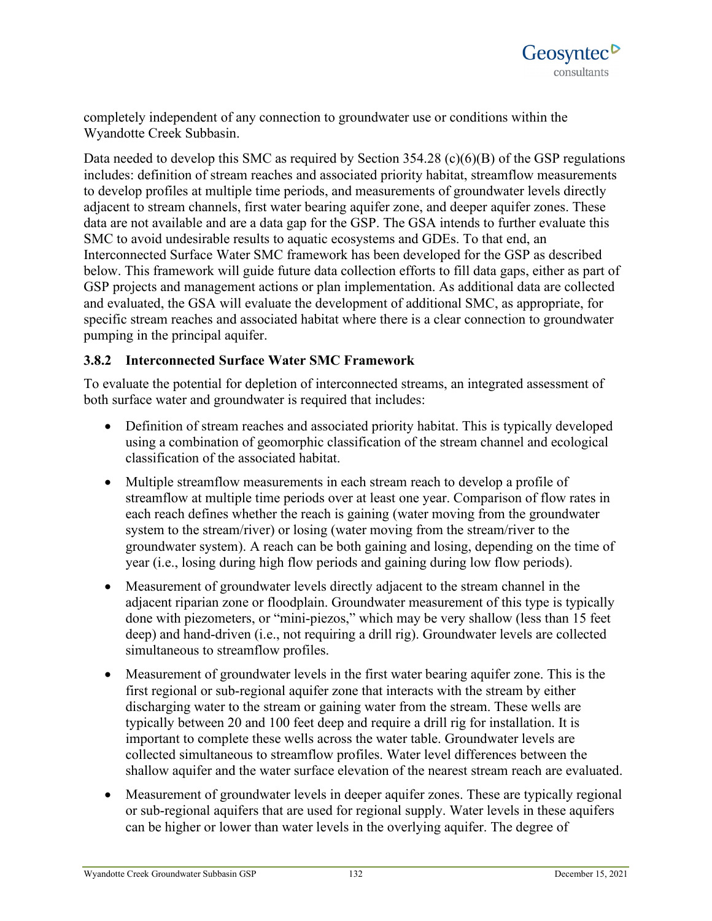completely independent of any connection to groundwater use or conditions within the Wyandotte Creek Subbasin.

Data needed to develop this SMC as required by Section 354.28 (c)(6)(B) of the GSP regulations includes: definition of stream reaches and associated priority habitat, streamflow measurements to develop profiles at multiple time periods, and measurements of groundwater levels directly adjacent to stream channels, first water bearing aquifer zone, and deeper aquifer zones. These data are not available and are a data gap for the GSP. The GSA intends to further evaluate this SMC to avoid undesirable results to aquatic ecosystems and GDEs. To that end, an Interconnected Surface Water SMC framework has been developed for the GSP as described below. This framework will guide future data collection efforts to fill data gaps, either as part of GSP projects and management actions or plan implementation. As additional data are collected and evaluated, the GSA will evaluate the development of additional SMC, as appropriate, for specific stream reaches and associated habitat where there is a clear connection to groundwater pumping in the principal aquifer.

### 3.8.2 Interconnected Surface Water SMC Framework

To evaluate the potential for depletion of interconnected streams, an integrated assessment of both surface water and groundwater is required that includes:

- Definition of stream reaches and associated priority habitat. This is typically developed using a combination of geomorphic classification of the stream channel and ecological classification of the associated habitat.
- Multiple streamflow measurements in each stream reach to develop a profile of streamflow at multiple time periods over at least one year. Comparison of flow rates in each reach defines whether the reach is gaining (water moving from the groundwater system to the stream/river) or losing (water moving from the stream/river to the groundwater system). A reach can be both gaining and losing, depending on the time of year (i.e., losing during high flow periods and gaining during low flow periods).
- Measurement of groundwater levels directly adjacent to the stream channel in the adjacent riparian zone or floodplain. Groundwater measurement of this type is typically done with piezometers, or "mini-piezos," which may be very shallow (less than 15 feet deep) and hand-driven (i.e., not requiring a drill rig). Groundwater levels are collected simultaneous to streamflow profiles.
- Measurement of groundwater levels in the first water bearing aquifer zone. This is the first regional or sub-regional aquifer zone that interacts with the stream by either discharging water to the stream or gaining water from the stream. These wells are typically between 20 and 100 feet deep and require a drill rig for installation. It is important to complete these wells across the water table. Groundwater levels are collected simultaneous to streamflow profiles. Water level differences between the shallow aquifer and the water surface elevation of the nearest stream reach are evaluated.
- Measurement of groundwater levels in deeper aquifer zones. These are typically regional or sub-regional aquifers that are used for regional supply. Water levels in these aquifers can be higher or lower than water levels in the overlying aquifer. The degree of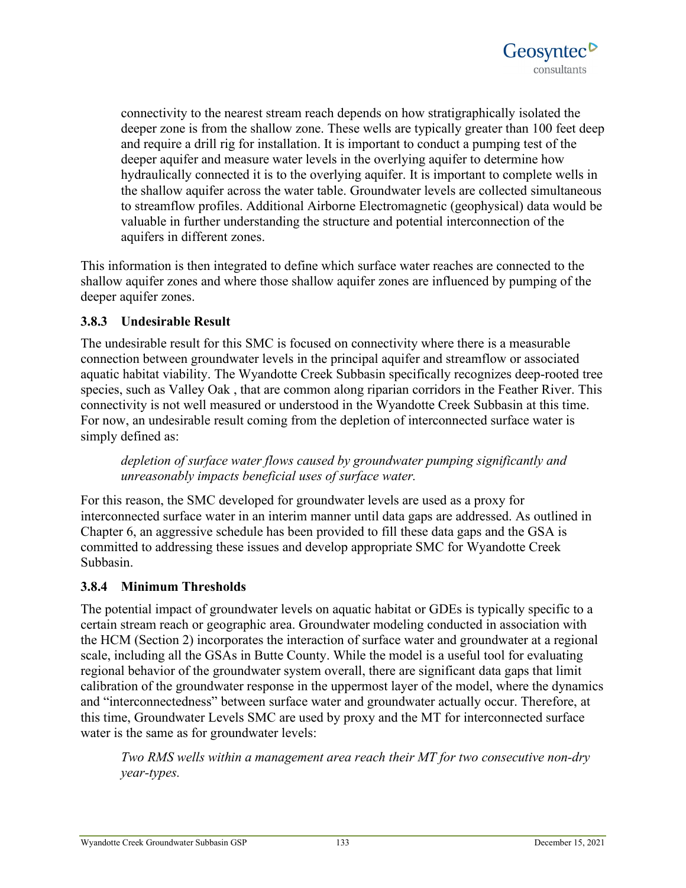connectivity to the nearest stream reach depends on how stratigraphically isolated the deeper zone is from the shallow zone. These wells are typically greater than 100 feet deep and require a drill rig for installation. It is important to conduct a pumping test of the deeper aquifer and measure water levels in the overlying aquifer to determine how hydraulically connected it is to the overlying aquifer. It is important to complete wells in the shallow aquifer across the water table. Groundwater levels are collected simultaneous to streamflow profiles. Additional Airborne Electromagnetic (geophysical) data would be valuable in further understanding the structure and potential interconnection of the aquifers in different zones.

This information is then integrated to define which surface water reaches are connected to the shallow aquifer zones and where those shallow aquifer zones are influenced by pumping of the deeper aquifer zones.

### 3.8.3 Undesirable Result

The undesirable result for this SMC is focused on connectivity where there is a measurable connection between groundwater levels in the principal aquifer and streamflow or associated aquatic habitat viability. The Wyandotte Creek Subbasin specifically recognizes deep-rooted tree species, such as Valley Oak , that are common along riparian corridors in the Feather River. This connectivity is not well measured or understood in the Wyandotte Creek Subbasin at this time. For now, an undesirable result coming from the depletion of interconnected surface water is simply defined as:

> *depletion of surface water flows caused by groundwater pumping significantly and unreasonably impacts beneficial uses of surface water.*

For this reason, the SMC developed for groundwater levels are used as a proxy for interconnected surface water in an interim manner until data gaps are addressed. As outlined in Chapter 6, an aggressive schedule has been provided to fill these data gaps and the GSA is committed to addressing these issues and develop appropriate SMC for Wyandotte Creek Subbasin.

### 3.8.4 Minimum Thresholds

The potential impact of groundwater levels on aquatic habitat or GDEs is typically specific to a certain stream reach or geographic area. Groundwater modeling conducted in association with the HCM (Section 2) incorporates the interaction of surface water and groundwater at a regional scale, including all the GSAs in Butte County. While the model is a useful tool for evaluating regional behavior of the groundwater system overall, there are significant data gaps that limit calibration of the groundwater response in the uppermost layer of the model, where the dynamics and "interconnectedness" between surface water and groundwater actually occur. Therefore, at this time, Groundwater Levels SMC are used by proxy and the MT for interconnected surface water is the same as for groundwater levels:

> *Two RMS wells within a management area reach their MT for two consecutive non-dry year-types.*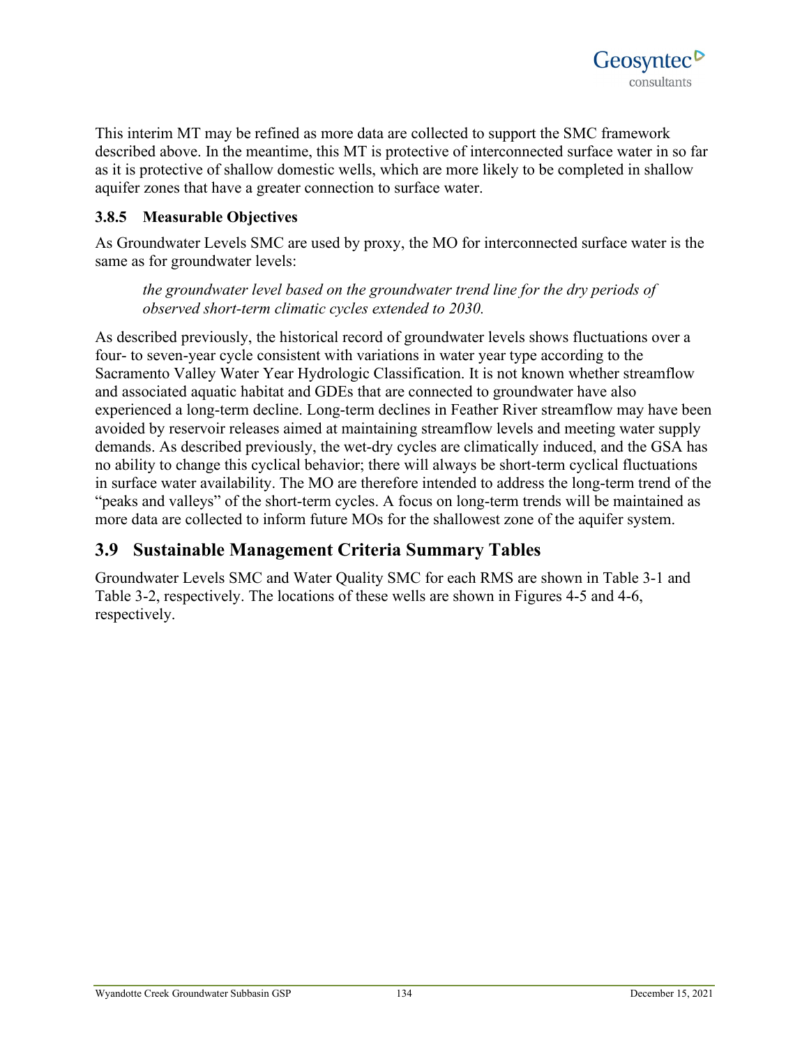This interim MT may be refined as more data are collected to support the SMC framework described above. In the meantime, this MT is protective of interconnected surface water in so far as it is protective of shallow domestic wells, which are more likely to be completed in shallow aquifer zones that have a greater connection to surface water.

### 3.8.5 Measurable Objectives

As Groundwater Levels SMC are used by proxy, the MO for interconnected surface water is the same as for groundwater levels:

> *the groundwater level based on the groundwater trend line for the dry periods of observed short-term climatic cycles extended to 2030.*

As described previously, the historical record of groundwater levels shows fluctuations over a four- to seven-year cycle consistent with variations in water year type according to the Sacramento Valley Water Year Hydrologic Classification. It is not known whether streamflow and associated aquatic habitat and GDEs that are connected to groundwater have also experienced a long-term decline. Long-term declines in Feather River streamflow may have been avoided by reservoir releases aimed at maintaining streamflow levels and meeting water supply demands. As described previously, the wet-dry cycles are climatically induced, and the GSA has no ability to change this cyclical behavior; there will always be short-term cyclical fluctuations in surface water availability. The MO are therefore intended to address the long-term trend of the "peaks and valleys" of the short-term cycles. A focus on long-term trends will be maintained as more data are collected to inform future MOs for the shallowest zone of the aquifer system.

## 3.9 Sustainable Management Criteria Summary Tables

Groundwater Levels SMC and Water Quality SMC for each RMS are shown in Table 3-1 and Table 3-2, respectively. The locations of these wells are shown in Figures 4-5 and 4-6, respectively.